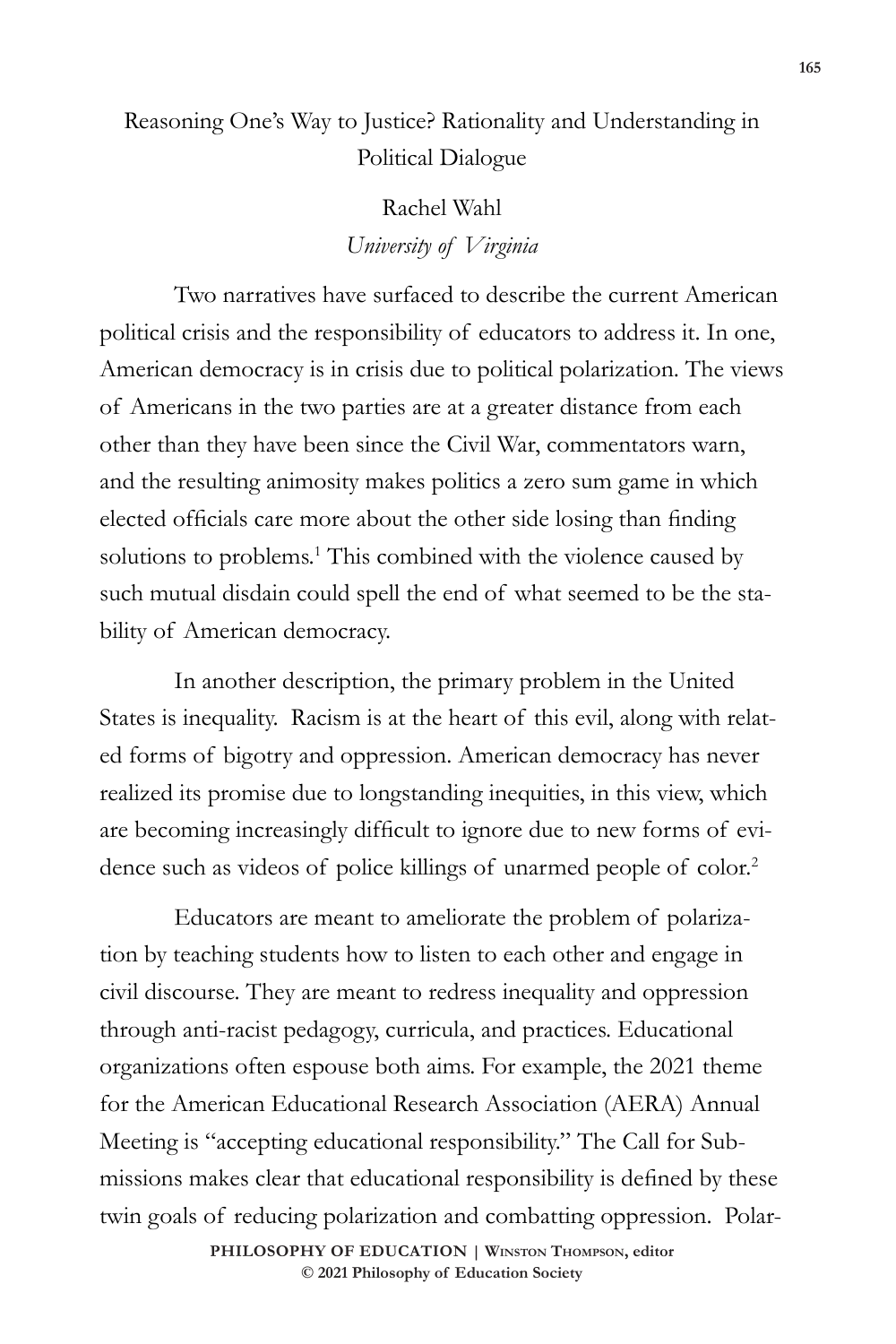# Reasoning One's Way to Justice? Rationality and Understanding in Political Dialogue

Rachel Wahl

*University of Virginia*

Two narratives have surfaced to describe the current American political crisis and the responsibility of educators to address it. In one, American democracy is in crisis due to political polarization. The views of Americans in the two parties are at a greater distance from each other than they have been since the Civil War, commentators warn, and the resulting animosity makes politics a zero sum game in which elected officials care more about the other side losing than finding solutions to problems.[1] This combined with the violence caused by such mutual disdain could spell the end of what seemed to be the stability of American democracy.

In another description, the primary problem in the United States is inequality. Racism is at the heart of this evil, along with related forms of bigotry and oppression. American democracy has never realized its promise due to longstanding inequities, in this view, which are becoming increasingly difficult to ignore due to new forms of evidence such as videos of police killings of unarmed people of color.[2]

Educators are meant to ameliorate the problem of polarization by teaching students how to listen to each other and engage in civil discourse. They are meant to redress inequality and oppression through anti-racist pedagogy, curricula, and practices. Educational organizations often espouse both aims. For example, the 2021 theme for the American Educational Research Association (AERA) Annual Meeting is "accepting educational responsibility." The Call for Submissions makes clear that educational responsibility is defined by these twin goals of reducing polarization and combatting oppression. Polar-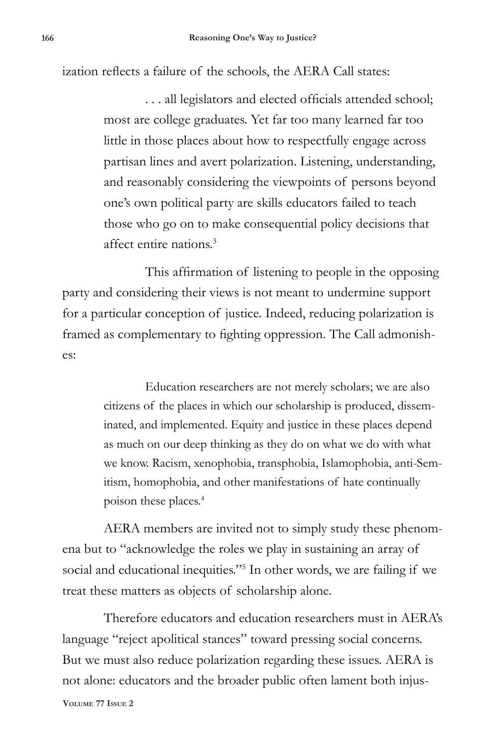ization reflects a failure of the schools, the AERA Call states:

> . . . all legislators and elected officials attended school; most are college graduates. Yet far too many learned far too little in those places about how to respectfully engage across partisan lines and avert polarization. Listening, understanding, and reasonably considering the viewpoints of persons beyond one's own political party are skills educators failed to teach those who go on to make consequential policy decisions that affect entire nations.[3]

This affirmation of listening to people in the opposing party and considering their views is not meant to undermine support for a particular conception of justice. Indeed, reducing polarization is framed as complementary to fighting oppression. The Call admonishes:

> Education researchers are not merely scholars; we are also citizens of the places in which our scholarship is produced, disseminated, and implemented. Equity and justice in these places depend as much on our deep thinking as they do on what we do with what we know. Racism, xenophobia, transphobia, Islamophobia, anti-Semitism, homophobia, and other manifestations of hate continually poison these places.[4]

AERA members are invited not to simply study these phenomena but to "acknowledge the roles we play in sustaining an array of social and educational inequities."[5] In other words, we are failing if we treat these matters as objects of scholarship alone.

Therefore educators and education researchers must in AERA's language "reject apolitical stances" toward pressing social concerns. But we must also reduce polarization regarding these issues. AERA is not alone: educators and the broader public often lament both injus-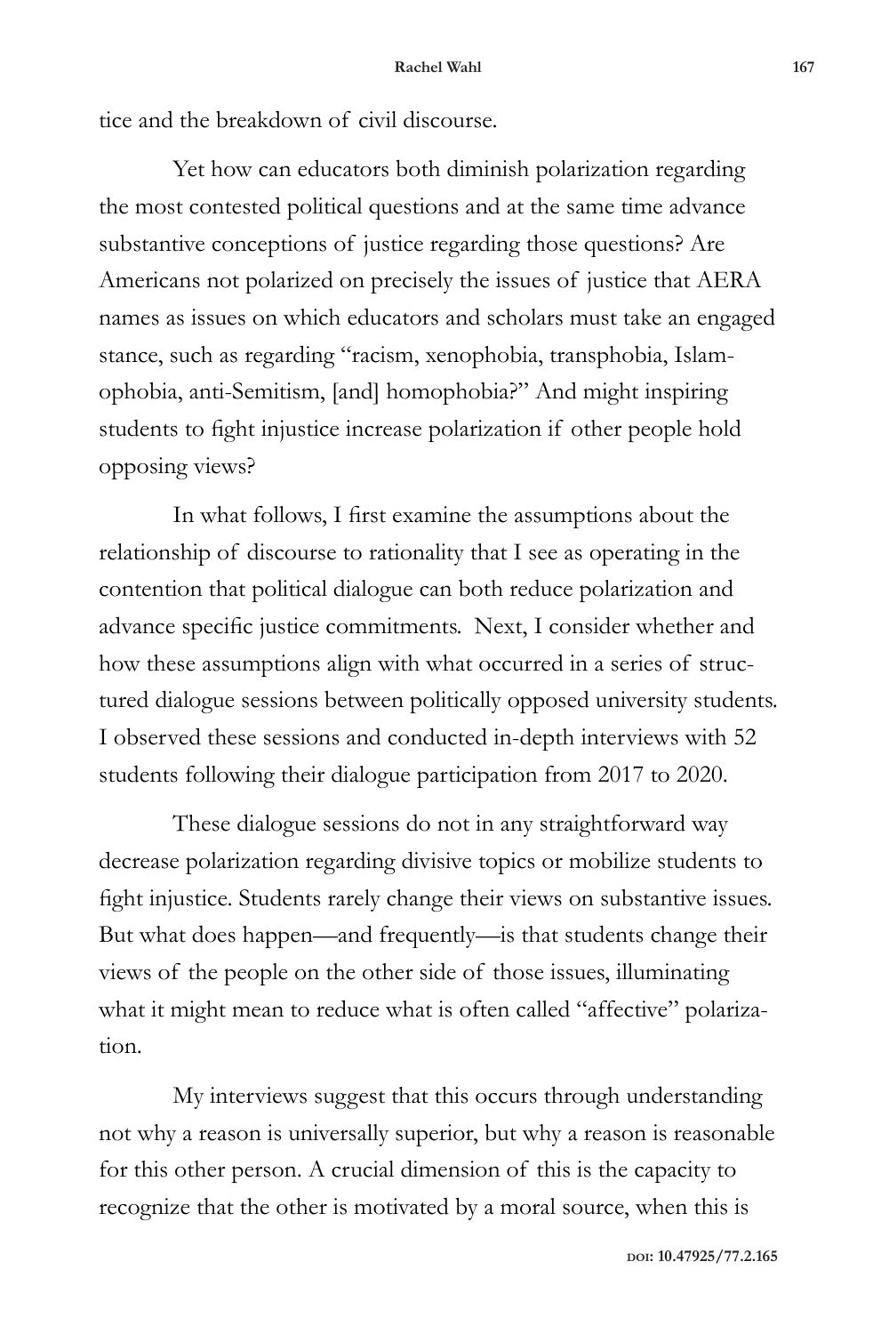tice and the breakdown of civil discourse.

Yet how can educators both diminish polarization regarding the most contested political questions and at the same time advance substantive conceptions of justice regarding those questions? Are Americans not polarized on precisely the issues of justice that AERA names as issues on which educators and scholars must take an engaged stance, such as regarding "racism, xenophobia, transphobia, Islamophobia, anti-Semitism, [and] homophobia?" And might inspiring students to fight injustice increase polarization if other people hold opposing views?

In what follows, I first examine the assumptions about the relationship of discourse to rationality that I see as operating in the contention that political dialogue can both reduce polarization and advance specific justice commitments. Next, I consider whether and how these assumptions align with what occurred in a series of structured dialogue sessions between politically opposed university students. I observed these sessions and conducted in-depth interviews with 52 students following their dialogue participation from 2017 to 2020.

These dialogue sessions do not in any straightforward way decrease polarization regarding divisive topics or mobilize students to fight injustice. Students rarely change their views on substantive issues. But what does happen—and frequently—is that students change their views of the people on the other side of those issues, illuminating what it might mean to reduce what is often called "affective" polarization.

My interviews suggest that this occurs through understanding not why a reason is universally superior, but why a reason is reasonable for this other person. A crucial dimension of this is the capacity to recognize that the other is motivated by a moral source, when this is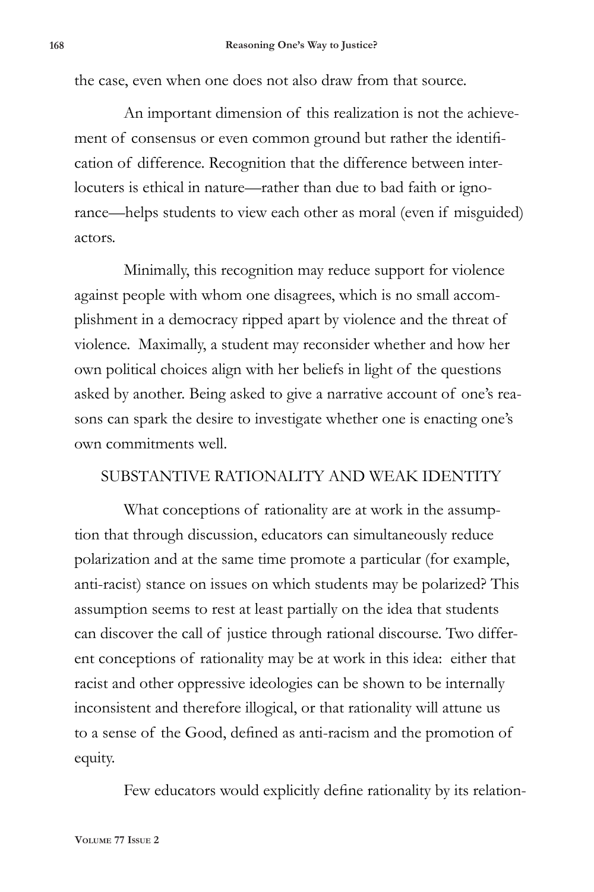the case, even when one does not also draw from that source.

An important dimension of this realization is not the achievement of consensus or even common ground but rather the identification of difference. Recognition that the difference between interlocuters is ethical in nature—rather than due to bad faith or ignorance—helps students to view each other as moral (even if misguided) actors.

Minimally, this recognition may reduce support for violence against people with whom one disagrees, which is no small accomplishment in a democracy ripped apart by violence and the threat of violence. Maximally, a student may reconsider whether and how her own political choices align with her beliefs in light of the questions asked by another. Being asked to give a narrative account of one's reasons can spark the desire to investigate whether one is enacting one's own commitments well.

## SUBSTANTIVE RATIONALITY AND WEAK IDENTITY

What conceptions of rationality are at work in the assumption that through discussion, educators can simultaneously reduce polarization and at the same time promote a particular (for example, anti-racist) stance on issues on which students may be polarized? This assumption seems to rest at least partially on the idea that students can discover the call of justice through rational discourse. Two different conceptions of rationality may be at work in this idea: either that racist and other oppressive ideologies can be shown to be internally inconsistent and therefore illogical, or that rationality will attune us to a sense of the Good, defined as anti-racism and the promotion of equity.

Few educators would explicitly define rationality by its relation-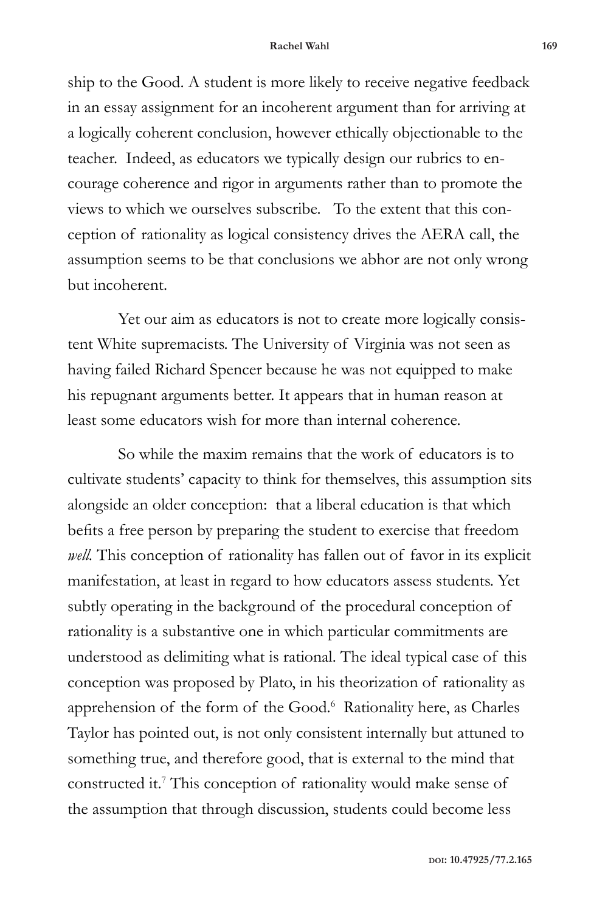ship to the Good. A student is more likely to receive negative feedback in an essay assignment for an incoherent argument than for arriving at a logically coherent conclusion, however ethically objectionable to the teacher. Indeed, as educators we typically design our rubrics to encourage coherence and rigor in arguments rather than to promote the views to which we ourselves subscribe. To the extent that this conception of rationality as logical consistency drives the AERA call, the assumption seems to be that conclusions we abhor are not only wrong but incoherent.

Yet our aim as educators is not to create more logically consistent White supremacists. The University of Virginia was not seen as having failed Richard Spencer because he was not equipped to make his repugnant arguments better. It appears that in human reason at least some educators wish for more than internal coherence.

So while the maxim remains that the work of educators is to cultivate students' capacity to think for themselves, this assumption sits alongside an older conception: that a liberal education is that which befits a free person by preparing the student to exercise that freedom *well.* This conception of rationality has fallen out of favor in its explicit manifestation, at least in regard to how educators assess students. Yet subtly operating in the background of the procedural conception of rationality is a substantive one in which particular commitments are understood as delimiting what is rational. The ideal typical case of this conception was proposed by Plato, in his theorization of rationality as apprehension of the form of the Good.[6] Rationality here, as Charles Taylor has pointed out, is not only consistent internally but attuned to something true, and therefore good, that is external to the mind that constructed it.[7] This conception of rationality would make sense of the assumption that through discussion, students could become less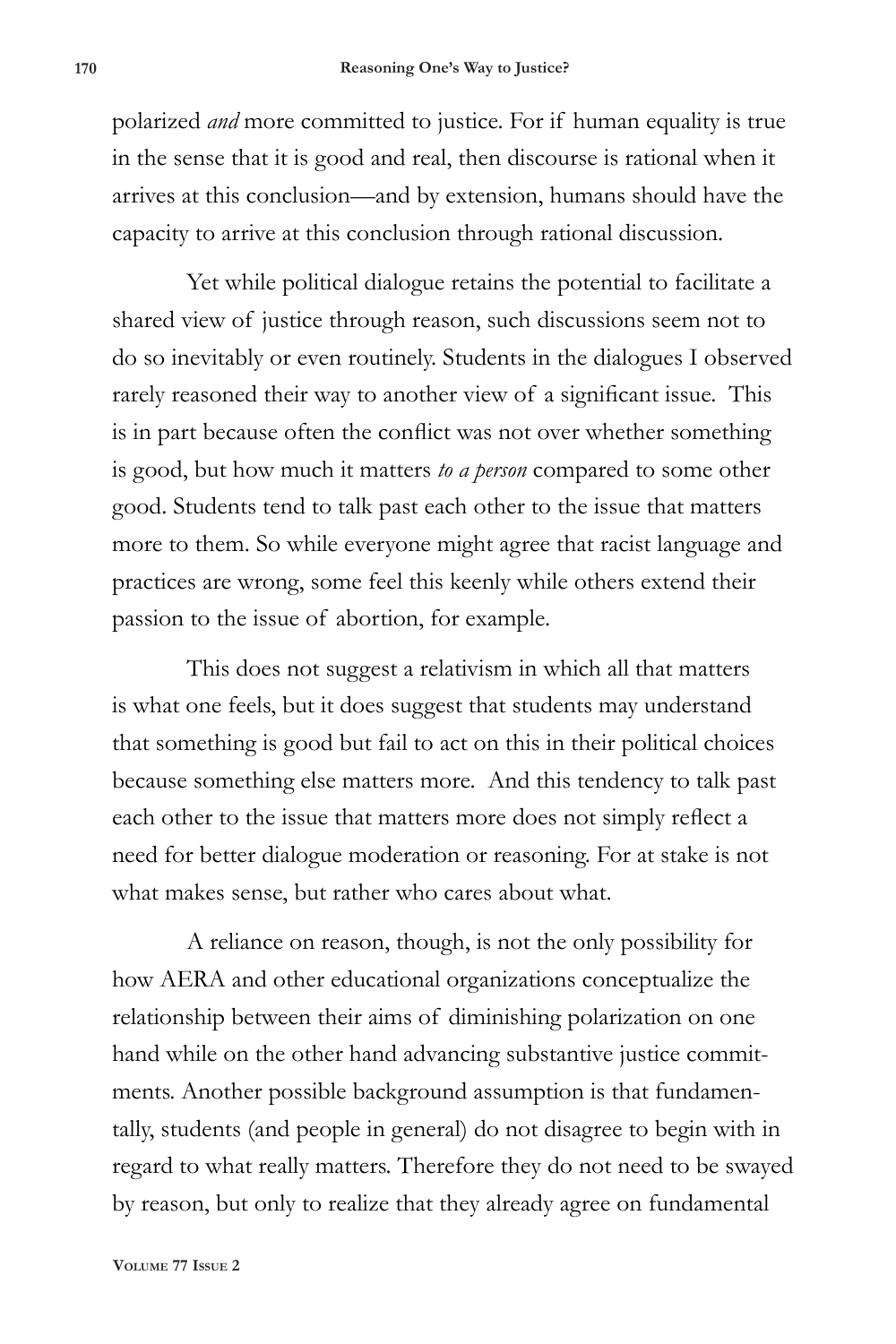polarized *and* more committed to justice. For if human equality is true in the sense that it is good and real, then discourse is rational when it arrives at this conclusion—and by extension, humans should have the capacity to arrive at this conclusion through rational discussion.

Yet while political dialogue retains the potential to facilitate a shared view of justice through reason, such discussions seem not to do so inevitably or even routinely. Students in the dialogues I observed rarely reasoned their way to another view of a significant issue. This is in part because often the conflict was not over whether something is good, but how much it matters *to a person* compared to some other good. Students tend to talk past each other to the issue that matters more to them. So while everyone might agree that racist language and practices are wrong, some feel this keenly while others extend their passion to the issue of abortion, for example.

This does not suggest a relativism in which all that matters is what one feels, but it does suggest that students may understand that something is good but fail to act on this in their political choices because something else matters more. And this tendency to talk past each other to the issue that matters more does not simply reflect a need for better dialogue moderation or reasoning. For at stake is not what makes sense, but rather who cares about what.

A reliance on reason, though, is not the only possibility for how AERA and other educational organizations conceptualize the relationship between their aims of diminishing polarization on one hand while on the other hand advancing substantive justice commitments. Another possible background assumption is that fundamentally, students (and people in general) do not disagree to begin with in regard to what really matters. Therefore they do not need to be swayed by reason, but only to realize that they already agree on fundamental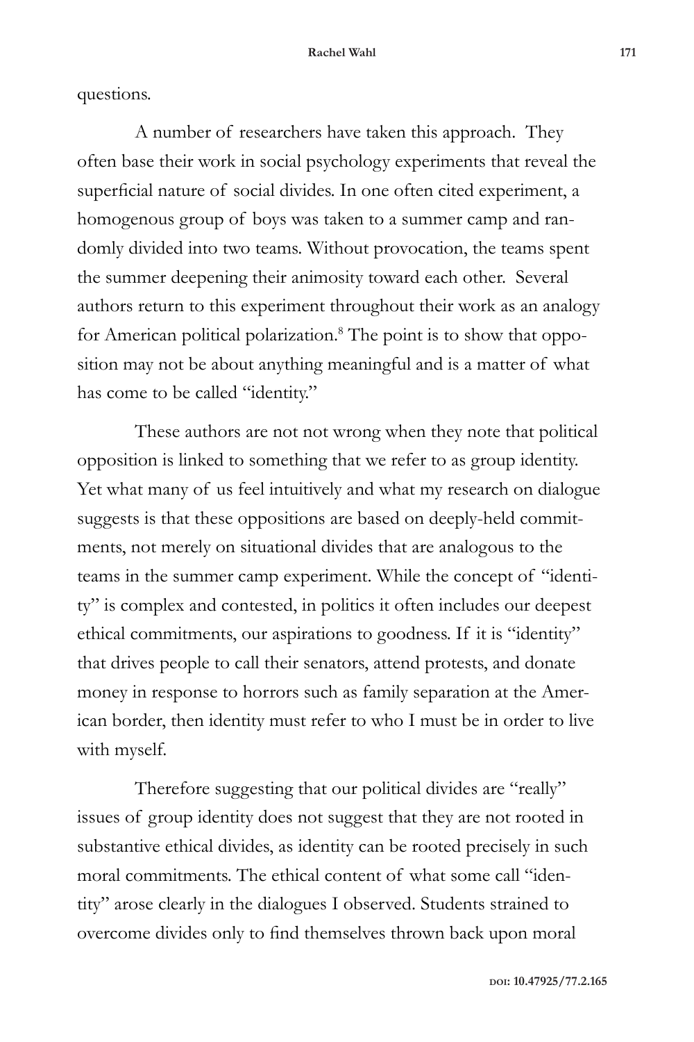questions.

A number of researchers have taken this approach. They often base their work in social psychology experiments that reveal the superficial nature of social divides. In one often cited experiment, a homogenous group of boys was taken to a summer camp and randomly divided into two teams. Without provocation, the teams spent the summer deepening their animosity toward each other. Several authors return to this experiment throughout their work as an analogy for American political polarization.[8] The point is to show that opposition may not be about anything meaningful and is a matter of what has come to be called "identity."

These authors are not not wrong when they note that political opposition is linked to something that we refer to as group identity. Yet what many of us feel intuitively and what my research on dialogue suggests is that these oppositions are based on deeply-held commitments, not merely on situational divides that are analogous to the teams in the summer camp experiment. While the concept of "identity" is complex and contested, in politics it often includes our deepest ethical commitments, our aspirations to goodness. If it is "identity" that drives people to call their senators, attend protests, and donate money in response to horrors such as family separation at the American border, then identity must refer to who I must be in order to live with myself.

Therefore suggesting that our political divides are "really" issues of group identity does not suggest that they are not rooted in substantive ethical divides, as identity can be rooted precisely in such moral commitments. The ethical content of what some call "identity" arose clearly in the dialogues I observed. Students strained to overcome divides only to find themselves thrown back upon moral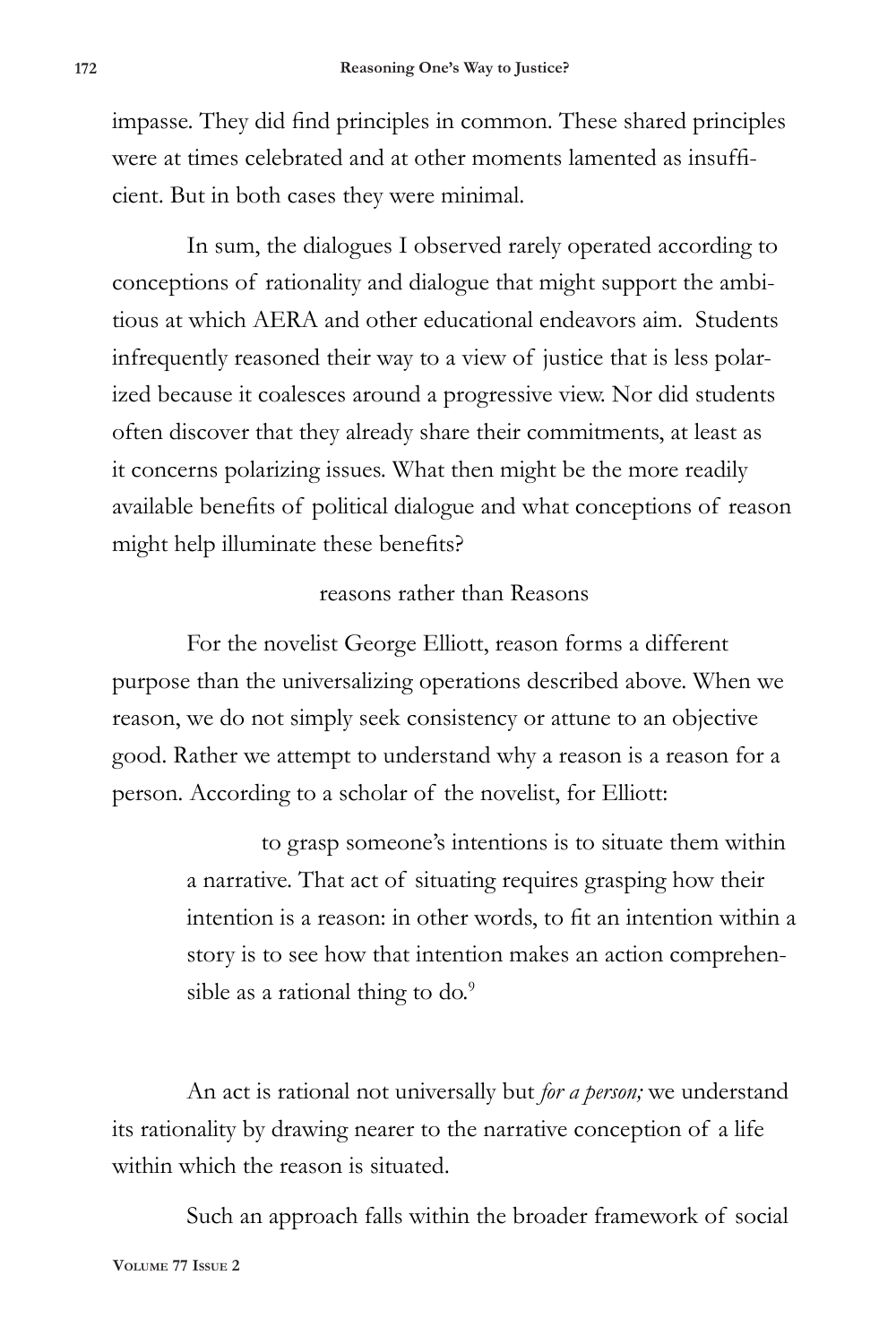impasse. They did find principles in common. These shared principles were at times celebrated and at other moments lamented as insufficient. But in both cases they were minimal.

In sum, the dialogues I observed rarely operated according to conceptions of rationality and dialogue that might support the ambitious at which AERA and other educational endeavors aim. Students infrequently reasoned their way to a view of justice that is less polarized because it coalesces around a progressive view. Nor did students often discover that they already share their commitments, at least as it concerns polarizing issues. What then might be the more readily available benefits of political dialogue and what conceptions of reason might help illuminate these benefits?

## reasons rather than Reasons

For the novelist George Elliott, reason forms a different purpose than the universalizing operations described above. When we reason, we do not simply seek consistency or attune to an objective good. Rather we attempt to understand why a reason is a reason for a person. According to a scholar of the novelist, for Elliott:

> to grasp someone's intentions is to situate them within a narrative. That act of situating requires grasping how their intention is a reason: in other words, to fit an intention within a story is to see how that intention makes an action comprehensible as a rational thing to do.[9]

An act is rational not universally but *for a person;* we understand its rationality by drawing nearer to the narrative conception of a life within which the reason is situated.

Such an approach falls within the broader framework of social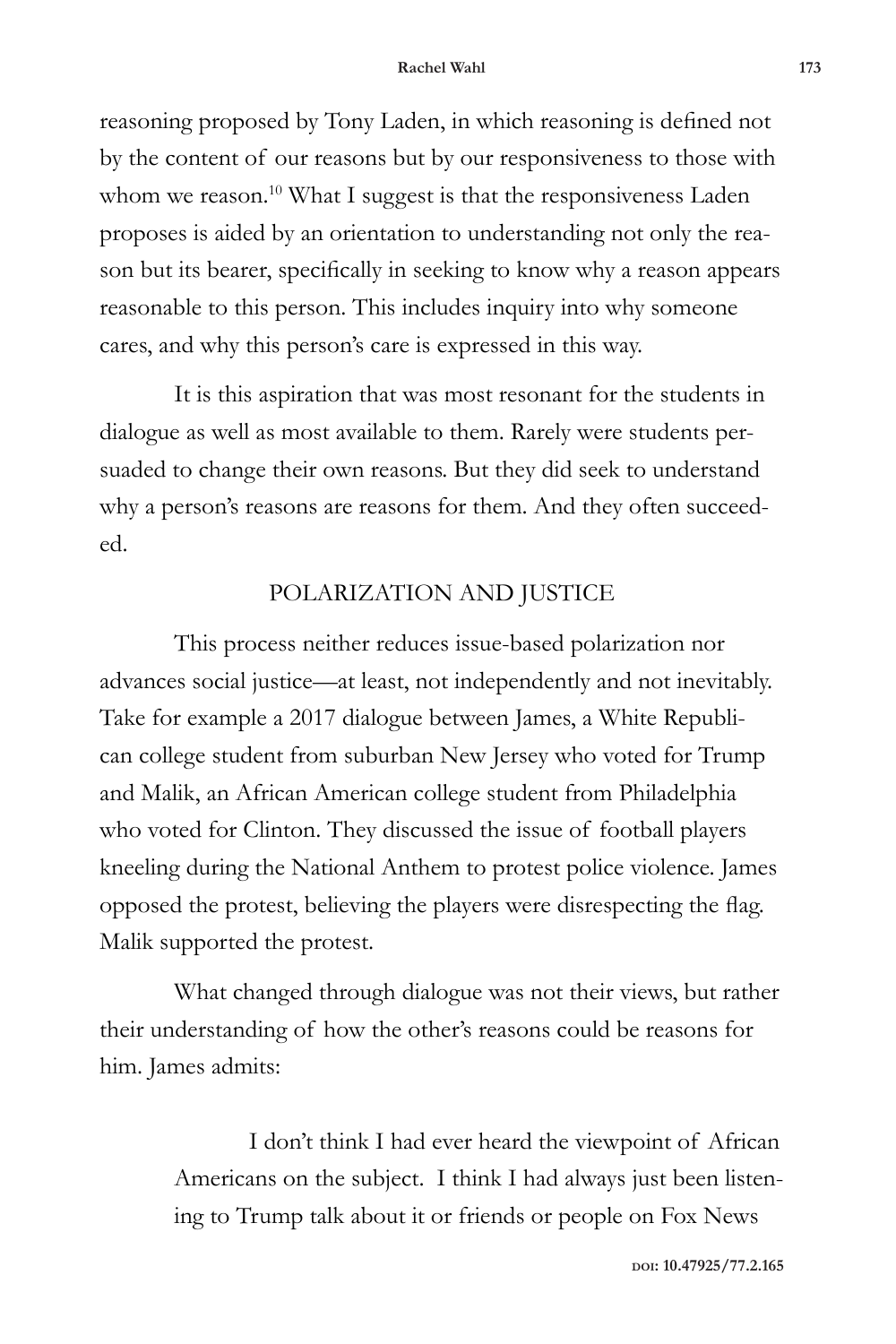reasoning proposed by Tony Laden, in which reasoning is defined not by the content of our reasons but by our responsiveness to those with whom we reason.[10] What I suggest is that the responsiveness Laden proposes is aided by an orientation to understanding not only the reason but its bearer, specifically in seeking to know why a reason appears reasonable to this person. This includes inquiry into why someone cares, and why this person's care is expressed in this way.

It is this aspiration that was most resonant for the students in dialogue as well as most available to them. Rarely were students persuaded to change their own reasons. But they did seek to understand why a person's reasons are reasons for them. And they often succeeded.

## POLARIZATION AND JUSTICE

This process neither reduces issue-based polarization nor advances social justice—at least, not independently and not inevitably. Take for example a 2017 dialogue between James, a White Republican college student from suburban New Jersey who voted for Trump and Malik, an African American college student from Philadelphia who voted for Clinton. They discussed the issue of football players kneeling during the National Anthem to protest police violence. James opposed the protest, believing the players were disrespecting the flag. Malik supported the protest.

What changed through dialogue was not their views, but rather their understanding of how the other's reasons could be reasons for him. James admits:

> I don't think I had ever heard the viewpoint of African Americans on the subject. I think I had always just been listening to Trump talk about it or friends or people on Fox News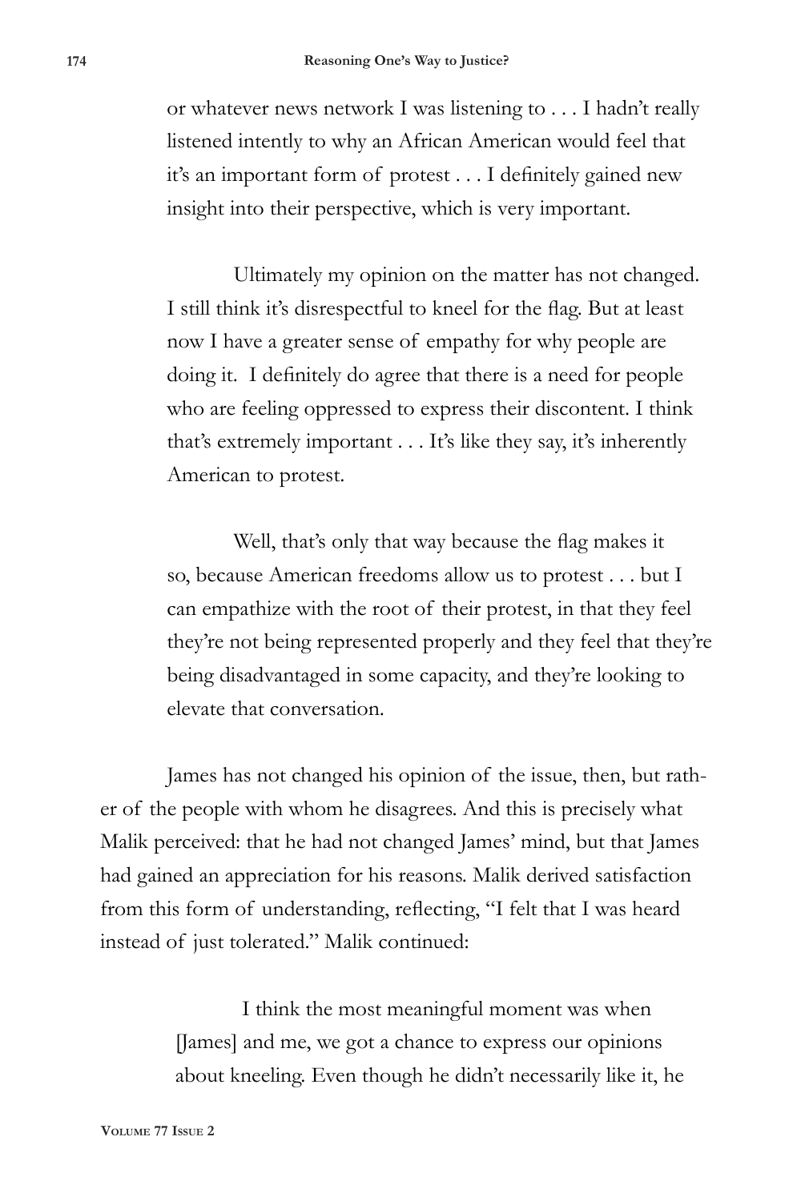> or whatever news network I was listening to . . . I hadn't really listened intently to why an African American would feel that it's an important form of protest . . . I definitely gained new insight into their perspective, which is very important.
>
> Ultimately my opinion on the matter has not changed. I still think it's disrespectful to kneel for the flag. But at least now I have a greater sense of empathy for why people are doing it. I definitely do agree that there is a need for people who are feeling oppressed to express their discontent. I think that's extremely important . . . It's like they say, it's inherently American to protest.
>
> Well, that's only that way because the flag makes it so, because American freedoms allow us to protest . . . but I can empathize with the root of their protest, in that they feel they're not being represented properly and they feel that they're being disadvantaged in some capacity, and they're looking to elevate that conversation.

James has not changed his opinion of the issue, then, but rather of the people with whom he disagrees. And this is precisely what Malik perceived: that he had not changed James' mind, but that James had gained an appreciation for his reasons. Malik derived satisfaction from this form of understanding, reflecting, "I felt that I was heard instead of just tolerated." Malik continued:

> I think the most meaningful moment was when [James] and me, we got a chance to express our opinions about kneeling. Even though he didn't necessarily like it, he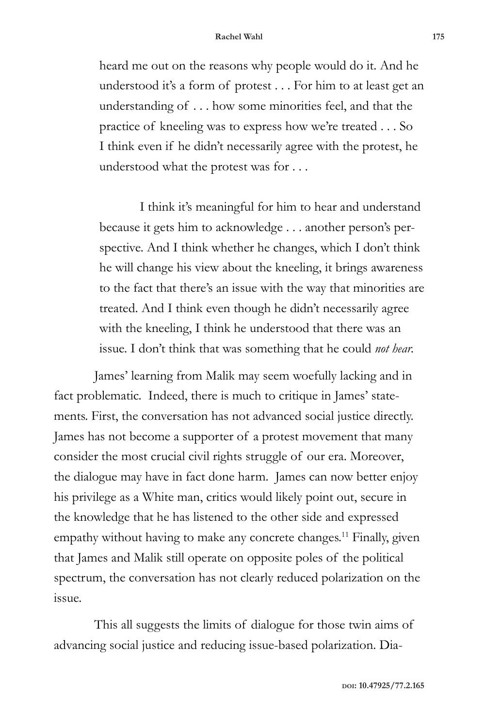> heard me out on the reasons why people would do it. And he understood it's a form of protest . . . For him to at least get an understanding of . . . how some minorities feel, and that the practice of kneeling was to express how we're treated . . . So I think even if he didn't necessarily agree with the protest, he understood what the protest was for . . .
>
> I think it's meaningful for him to hear and understand because it gets him to acknowledge . . . another person's perspective. And I think whether he changes, which I don't think he will change his view about the kneeling, it brings awareness to the fact that there's an issue with the way that minorities are treated. And I think even though he didn't necessarily agree with the kneeling, I think he understood that there was an issue. I don't think that was something that he could *not hear*.

James' learning from Malik may seem woefully lacking and in fact problematic. Indeed, there is much to critique in James' statements. First, the conversation has not advanced social justice directly. James has not become a supporter of a protest movement that many consider the most crucial civil rights struggle of our era. Moreover, the dialogue may have in fact done harm. James can now better enjoy his privilege as a White man, critics would likely point out, secure in the knowledge that he has listened to the other side and expressed empathy without having to make any concrete changes.[11] Finally, given that James and Malik still operate on opposite poles of the political spectrum, the conversation has not clearly reduced polarization on the issue.

This all suggests the limits of dialogue for those twin aims of advancing social justice and reducing issue-based polarization. Dia-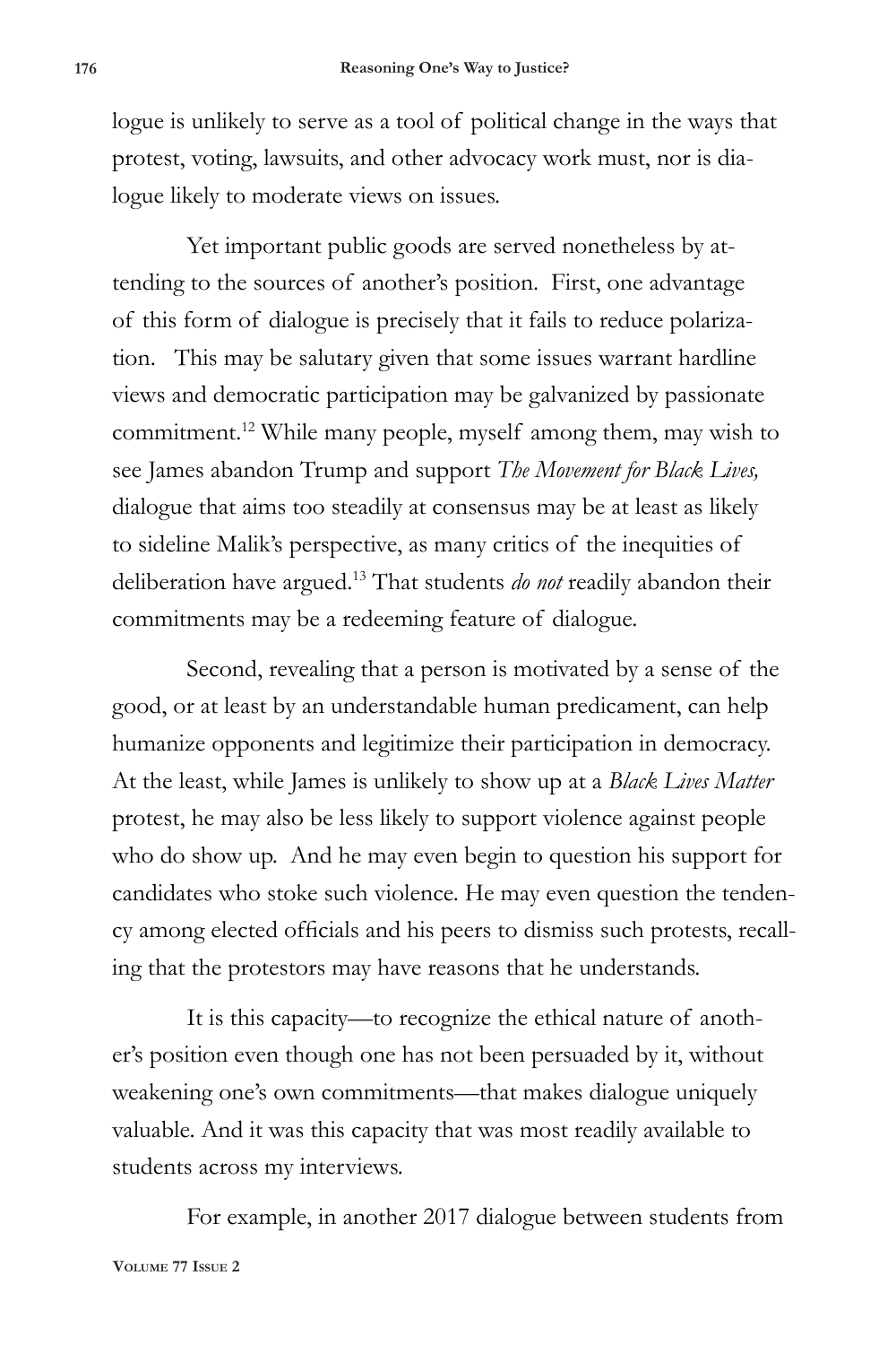logue is unlikely to serve as a tool of political change in the ways that protest, voting, lawsuits, and other advocacy work must, nor is dialogue likely to moderate views on issues.

Yet important public goods are served nonetheless by attending to the sources of another's position. First, one advantage of this form of dialogue is precisely that it fails to reduce polarization. This may be salutary given that some issues warrant hardline views and democratic participation may be galvanized by passionate commitment.[12] While many people, myself among them, may wish to see James abandon Trump and support *The Movement for Black Lives,* dialogue that aims too steadily at consensus may be at least as likely to sideline Malik's perspective, as many critics of the inequities of deliberation have argued.[13] That students *do not* readily abandon their commitments may be a redeeming feature of dialogue.

Second, revealing that a person is motivated by a sense of the good, or at least by an understandable human predicament, can help humanize opponents and legitimize their participation in democracy. At the least, while James is unlikely to show up at a *Black Lives Matter* protest, he may also be less likely to support violence against people who do show up. And he may even begin to question his support for candidates who stoke such violence. He may even question the tendency among elected officials and his peers to dismiss such protests, recalling that the protestors may have reasons that he understands.

It is this capacity—to recognize the ethical nature of another's position even though one has not been persuaded by it, without weakening one's own commitments—that makes dialogue uniquely valuable. And it was this capacity that was most readily available to students across my interviews.

For example, in another 2017 dialogue between students from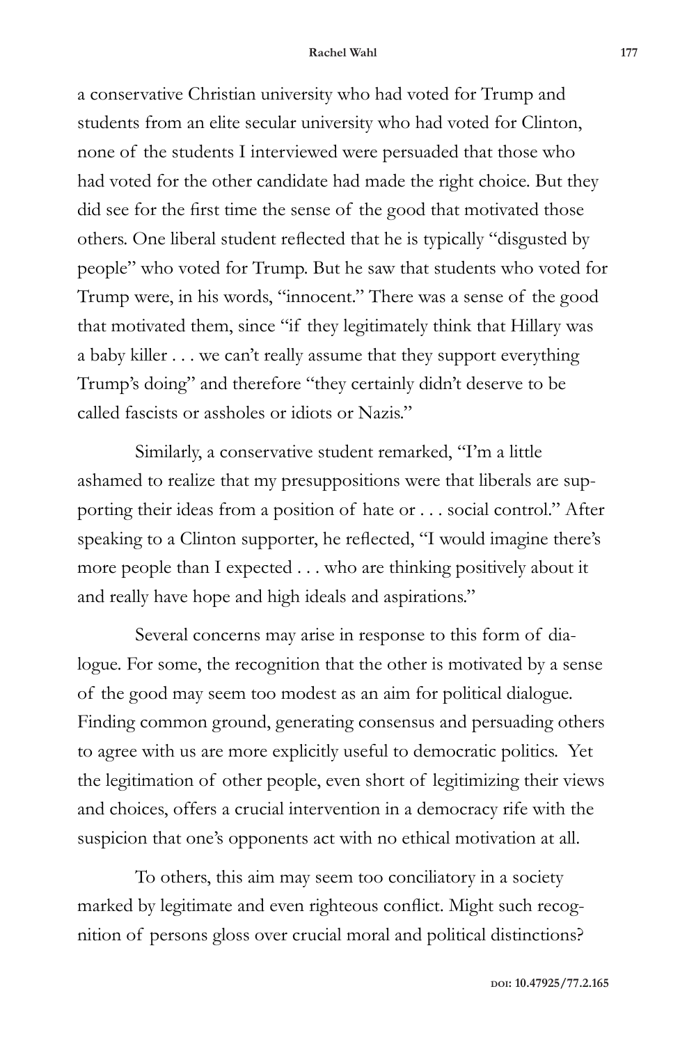a conservative Christian university who had voted for Trump and students from an elite secular university who had voted for Clinton, none of the students I interviewed were persuaded that those who had voted for the other candidate had made the right choice. But they did see for the first time the sense of the good that motivated those others. One liberal student reflected that he is typically "disgusted by people" who voted for Trump. But he saw that students who voted for Trump were, in his words, "innocent." There was a sense of the good that motivated them, since "if they legitimately think that Hillary was a baby killer . . . we can't really assume that they support everything Trump's doing" and therefore "they certainly didn't deserve to be called fascists or assholes or idiots or Nazis."

Similarly, a conservative student remarked, "I'm a little ashamed to realize that my presuppositions were that liberals are supporting their ideas from a position of hate or . . . social control." After speaking to a Clinton supporter, he reflected, "I would imagine there's more people than I expected . . . who are thinking positively about it and really have hope and high ideals and aspirations."

Several concerns may arise in response to this form of dialogue. For some, the recognition that the other is motivated by a sense of the good may seem too modest as an aim for political dialogue. Finding common ground, generating consensus and persuading others to agree with us are more explicitly useful to democratic politics. Yet the legitimation of other people, even short of legitimizing their views and choices, offers a crucial intervention in a democracy rife with the suspicion that one's opponents act with no ethical motivation at all.

To others, this aim may seem too conciliatory in a society marked by legitimate and even righteous conflict. Might such recognition of persons gloss over crucial moral and political distinctions?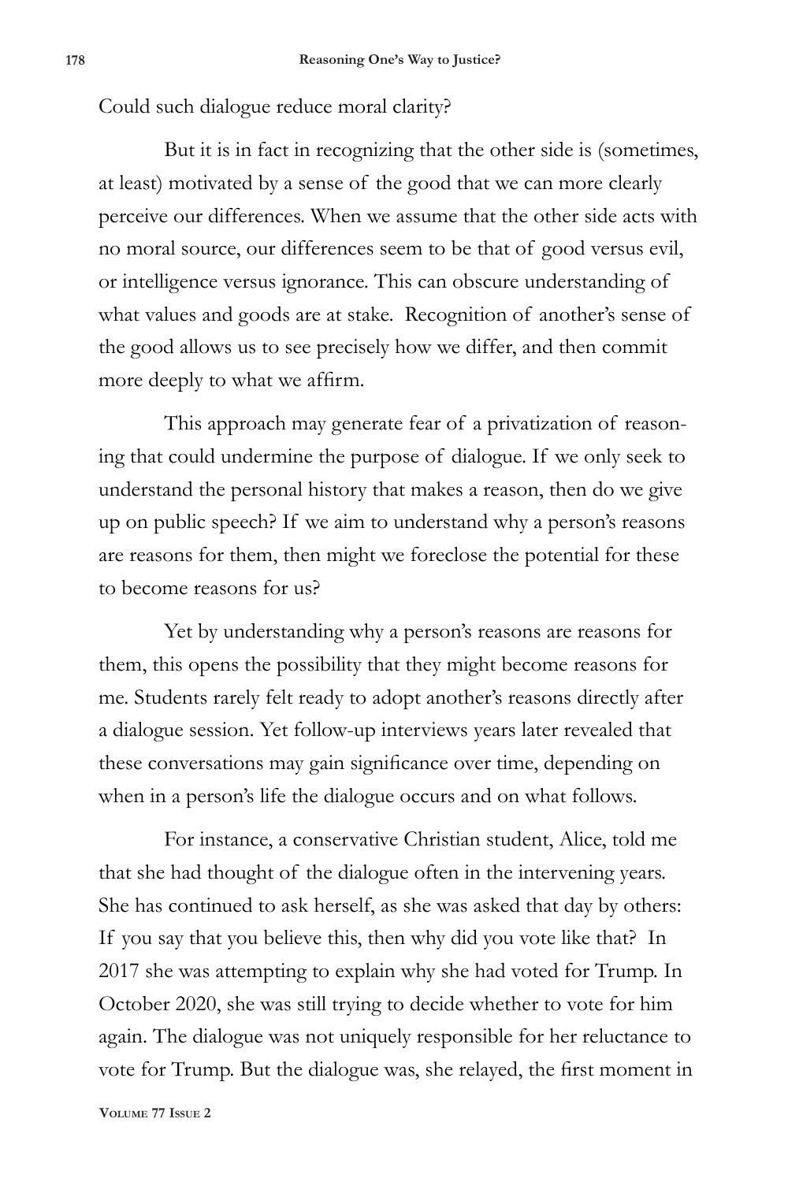Could such dialogue reduce moral clarity?

But it is in fact in recognizing that the other side is (sometimes, at least) motivated by a sense of the good that we can more clearly perceive our differences. When we assume that the other side acts with no moral source, our differences seem to be that of good versus evil, or intelligence versus ignorance. This can obscure understanding of what values and goods are at stake. Recognition of another's sense of the good allows us to see precisely how we differ, and then commit more deeply to what we affirm.

This approach may generate fear of a privatization of reasoning that could undermine the purpose of dialogue. If we only seek to understand the personal history that makes a reason, then do we give up on public speech? If we aim to understand why a person's reasons are reasons for them, then might we foreclose the potential for these to become reasons for us?

Yet by understanding why a person's reasons are reasons for them, this opens the possibility that they might become reasons for me. Students rarely felt ready to adopt another's reasons directly after a dialogue session. Yet follow-up interviews years later revealed that these conversations may gain significance over time, depending on when in a person's life the dialogue occurs and on what follows.

For instance, a conservative Christian student, Alice, told me that she had thought of the dialogue often in the intervening years. She has continued to ask herself, as she was asked that day by others: If you say that you believe this, then why did you vote like that? In 2017 she was attempting to explain why she had voted for Trump. In October 2020, she was still trying to decide whether to vote for him again. The dialogue was not uniquely responsible for her reluctance to vote for Trump. But the dialogue was, she relayed, the first moment in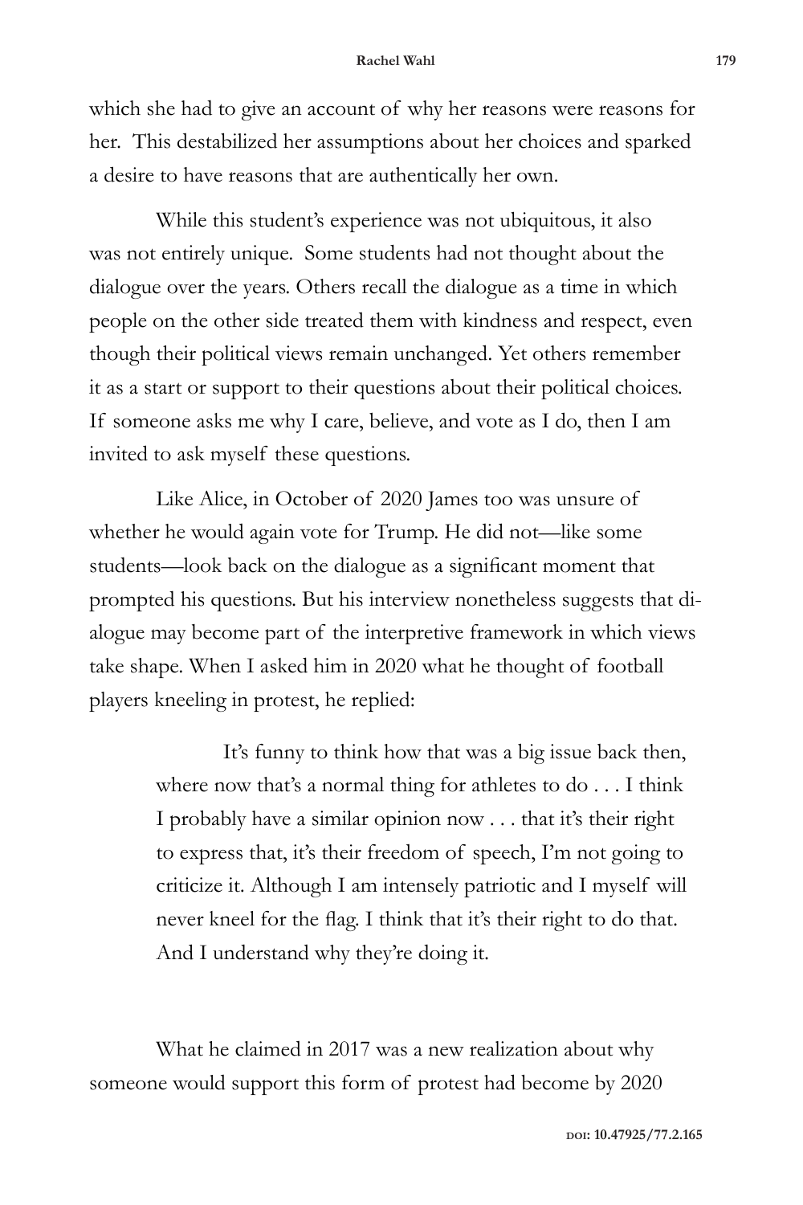which she had to give an account of why her reasons were reasons for her. This destabilized her assumptions about her choices and sparked a desire to have reasons that are authentically her own.

While this student's experience was not ubiquitous, it also was not entirely unique. Some students had not thought about the dialogue over the years. Others recall the dialogue as a time in which people on the other side treated them with kindness and respect, even though their political views remain unchanged. Yet others remember it as a start or support to their questions about their political choices. If someone asks me why I care, believe, and vote as I do, then I am invited to ask myself these questions.

Like Alice, in October of 2020 James too was unsure of whether he would again vote for Trump. He did not—like some students—look back on the dialogue as a significant moment that prompted his questions. But his interview nonetheless suggests that dialogue may become part of the interpretive framework in which views take shape. When I asked him in 2020 what he thought of football players kneeling in protest, he replied:

> It's funny to think how that was a big issue back then, where now that's a normal thing for athletes to do . . . I think I probably have a similar opinion now . . . that it's their right to express that, it's their freedom of speech, I'm not going to criticize it. Although I am intensely patriotic and I myself will never kneel for the flag. I think that it's their right to do that. And I understand why they're doing it.

What he claimed in 2017 was a new realization about why someone would support this form of protest had become by 2020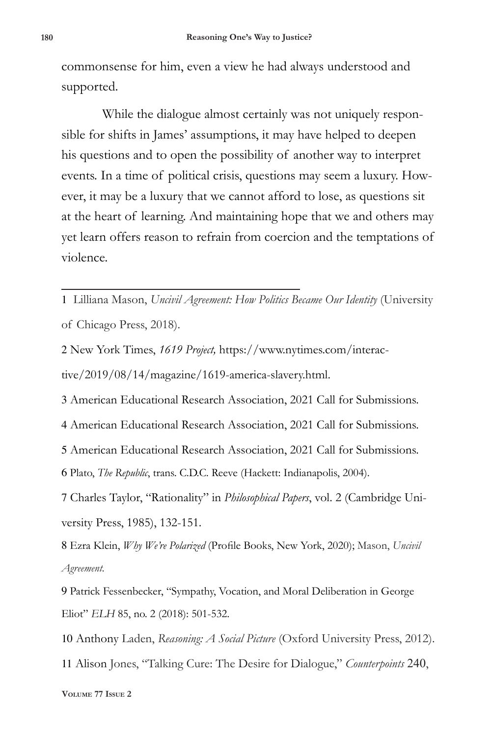commonsense for him, even a view he had always understood and supported.

While the dialogue almost certainly was not uniquely responsible for shifts in James' assumptions, it may have helped to deepen his questions and to open the possibility of another way to interpret events. In a time of political crisis, questions may seem a luxury. However, it may be a luxury that we cannot afford to lose, as questions sit at the heart of learning. And maintaining hope that we and others may yet learn offers reason to refrain from coercion and the temptations of violence.

---

1 Lilliana Mason, *Uncivil Agreement: How Politics Became Our Identity* (University of Chicago Press, 2018).

2 New York Times, *1619 Project,* https://www.nytimes.com/interactive/2019/08/14/magazine/1619-america-slavery.html.

3 American Educational Research Association, 2021 Call for Submissions.

4 American Educational Research Association, 2021 Call for Submissions.

5 American Educational Research Association, 2021 Call for Submissions.

6 Plato, *The Republic*, trans. C.D.C. Reeve (Hackett: Indianapolis, 2004).

7 Charles Taylor, "Rationality" in *Philosophical Papers*, vol. 2 (Cambridge University Press, 1985), 132-151.

8 Ezra Klein, *Why We're Polarized* (Profile Books, New York, 2020); Mason, *Uncivil Agreement.*

9 Patrick Fessenbecker, "Sympathy, Vocation, and Moral Deliberation in George Eliot" *ELH* 85, no. 2 (2018): 501-532.

10 Anthony Laden, *Reasoning: A Social Picture* (Oxford University Press, 2012).

11 Alison Jones, "Talking Cure: The Desire for Dialogue," *Counterpoints* 240,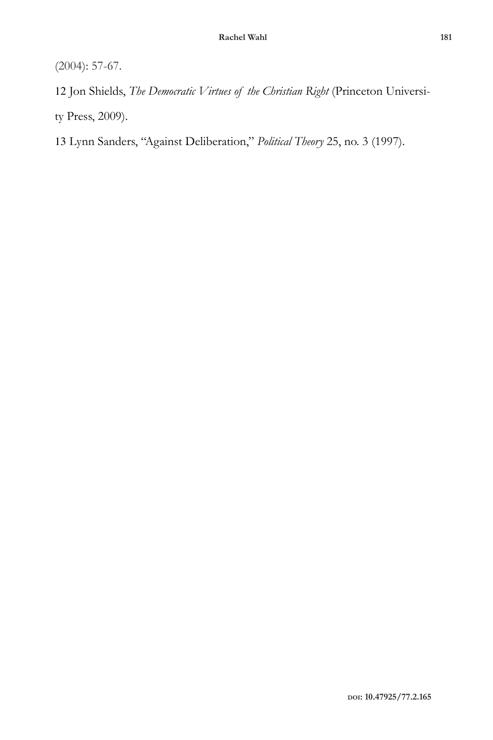(2004): 57-67.

12 Jon Shields, *The Democratic Virtues of the Christian Right* (Princeton University Press, 2009).

13 Lynn Sanders, "Against Deliberation," *Political Theory* 25, no. 3 (1997).